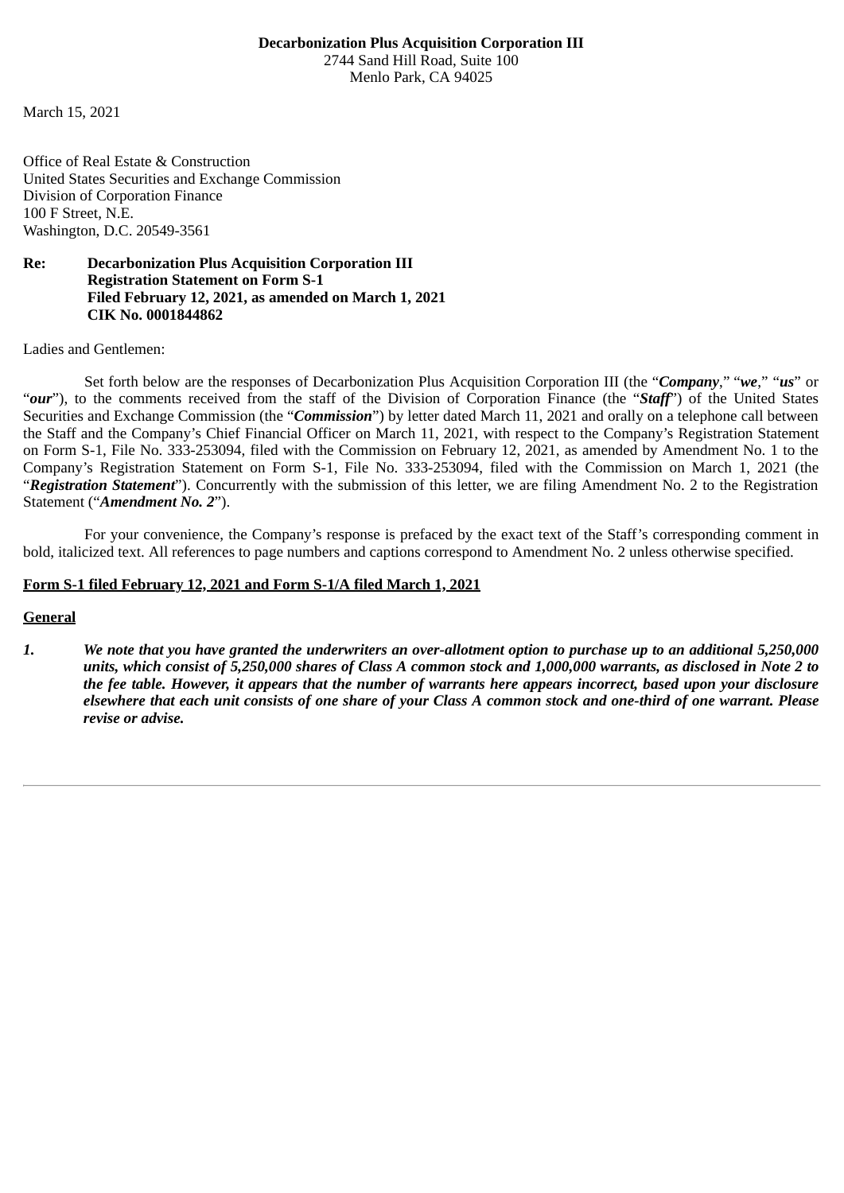**Decarbonization Plus Acquisition Corporation III**
2744 Sand Hill Road, Suite 100
Menlo Park, CA 94025

March 15, 2021

Office of Real Estate & Construction
United States Securities and Exchange Commission
Division of Corporation Finance
100 F Street, N.E.
Washington, D.C. 20549-3561

**Re: Decarbonization Plus Acquisition Corporation III**
**Registration Statement on Form S-1**
**Filed February 12, 2021, as amended on March 1, 2021**
**CIK No. 0001844862**

Ladies and Gentlemen:

Set forth below are the responses of Decarbonization Plus Acquisition Corporation III (the "***Company***," "***we***," "***us***" or "***our***"), to the comments received from the staff of the Division of Corporation Finance (the "***Staff***") of the United States Securities and Exchange Commission (the "***Commission***") by letter dated March 11, 2021 and orally on a telephone call between the Staff and the Company's Chief Financial Officer on March 11, 2021, with respect to the Company's Registration Statement on Form S-1, File No. 333-253094, filed with the Commission on February 12, 2021, as amended by Amendment No. 1 to the Company's Registration Statement on Form S-1, File No. 333-253094, filed with the Commission on March 1, 2021 (the "***Registration Statement***"). Concurrently with the submission of this letter, we are filing Amendment No. 2 to the Registration Statement ("***Amendment No. 2***").

For your convenience, the Company's response is prefaced by the exact text of the Staff's corresponding comment in bold, italicized text. All references to page numbers and captions correspond to Amendment No. 2 unless otherwise specified.

**Form S-1 filed February 12, 2021 and Form S-1/A filed March 1, 2021**

**General**

***1. We note that you have granted the underwriters an over-allotment option to purchase up to an additional 5,250,000 units, which consist of 5,250,000 shares of Class A common stock and 1,000,000 warrants, as disclosed in Note 2 to the fee table. However, it appears that the number of warrants here appears incorrect, based upon your disclosure elsewhere that each unit consists of one share of your Class A common stock and one-third of one warrant. Please revise or advise.***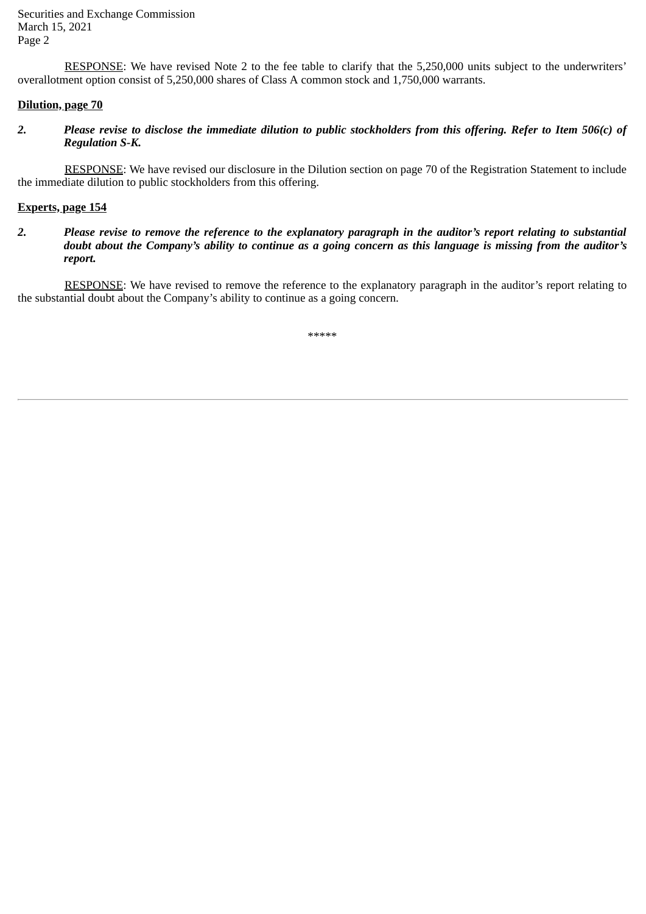RESPONSE: We have revised Note 2 to the fee table to clarify that the 5,250,000 units subject to the underwriters' overallotment option consist of 5,250,000 shares of Class A common stock and 1,750,000 warrants.

**Dilution, page 70**

2. ***Please revise to disclose the immediate dilution to public stockholders from this offering. Refer to Item 506(c) of Regulation S-K.***

RESPONSE: We have revised our disclosure in the Dilution section on page 70 of the Registration Statement to include the immediate dilution to public stockholders from this offering.

**Experts, page 154**

2. ***Please revise to remove the reference to the explanatory paragraph in the auditor's report relating to substantial doubt about the Company's ability to continue as a going concern as this language is missing from the auditor's report.***

RESPONSE: We have revised to remove the reference to the explanatory paragraph in the auditor's report relating to the substantial doubt about the Company's ability to continue as a going concern.

*****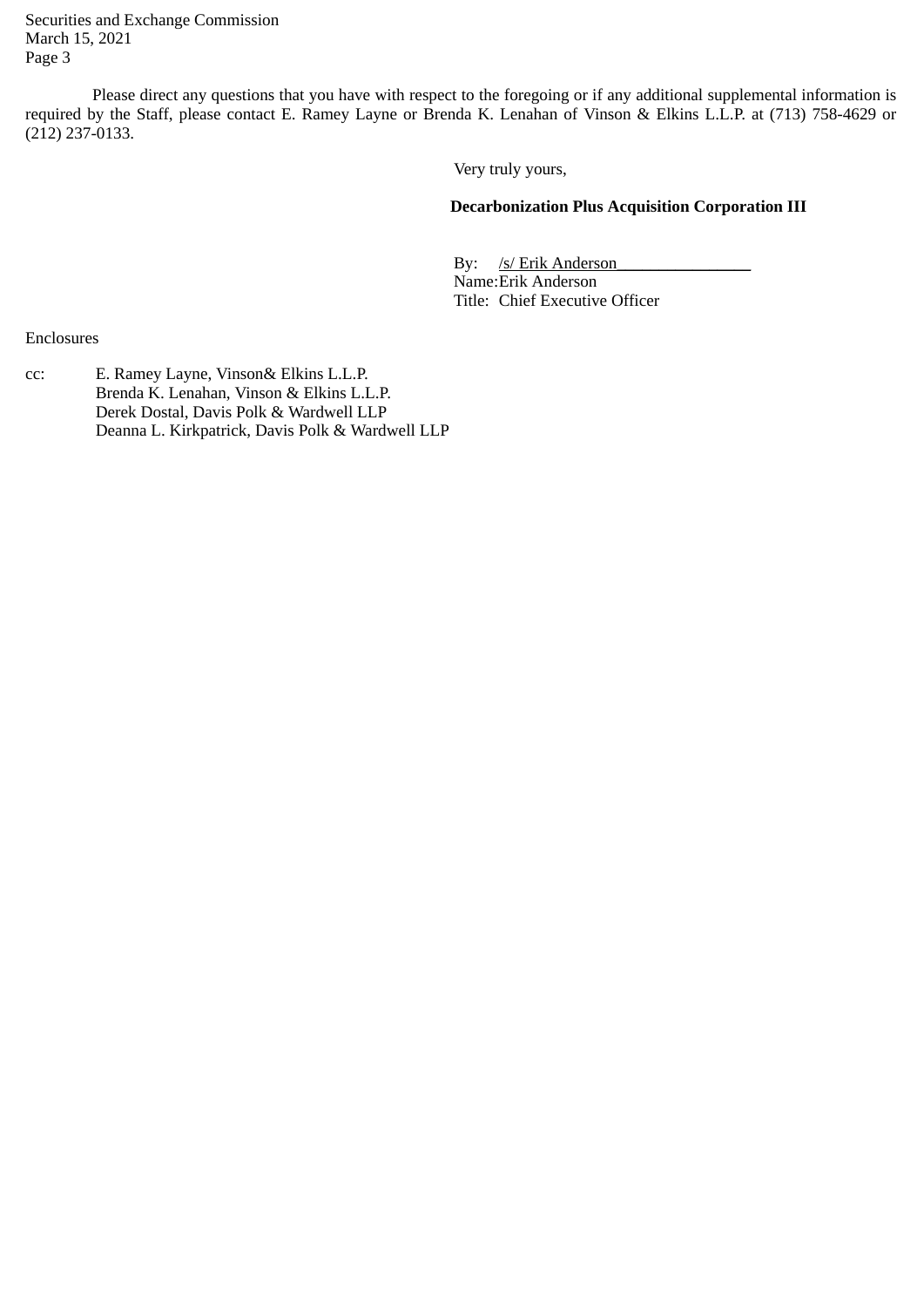Please direct any questions that you have with respect to the foregoing or if any additional supplemental information is required by the Staff, please contact E. Ramey Layne or Brenda K. Lenahan of Vinson & Elkins L.L.P. at (713) 758-4629 or (212) 237-0133.

Very truly yours,

**Decarbonization Plus Acquisition Corporation III**

By: /s/ Erik Anderson
Name: Erik Anderson
Title: Chief Executive Officer

Enclosures

cc: E. Ramey Layne, Vinson& Elkins L.L.P.
Brenda K. Lenahan, Vinson & Elkins L.L.P.
Derek Dostal, Davis Polk & Wardwell LLP
Deanna L. Kirkpatrick, Davis Polk & Wardwell LLP